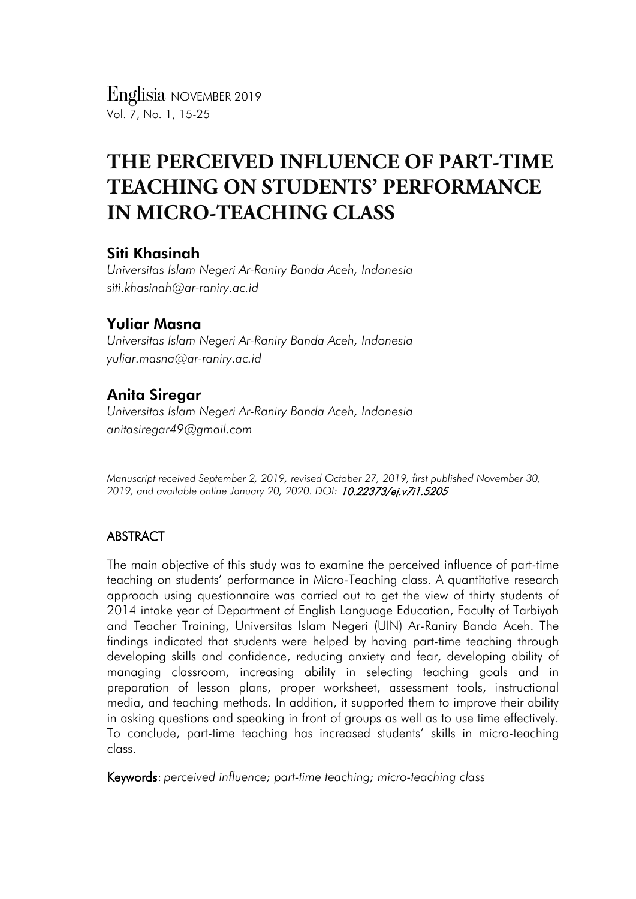# THE PERCEIVED INFLUENCE OF PART-TIME TEACHING ON STUDENTS' PERFORMANCE IN MICRO-TEACHING CLASS

## Siti Khasinah

*Universitas Islam Negeri Ar-Raniry Banda Aceh, Indonesia*
*siti.khasinah@ar-raniry.ac.id*

## Yuliar Masna

*Universitas Islam Negeri Ar-Raniry Banda Aceh, Indonesia*
*yuliar.masna@ar-raniry.ac.id*

## Anita Siregar

*Universitas Islam Negeri Ar-Raniry Banda Aceh, Indonesia*
*anitasiregar49@gmail.com*

*Manuscript received September 2, 2019, revised October 27, 2019, first published November 30, 2019, and available online January 20, 2020. DOI: **10.22373/ej.v7i1.5205***

## ABSTRACT

The main objective of this study was to examine the perceived influence of part-time teaching on students' performance in Micro-Teaching class. A quantitative research approach using questionnaire was carried out to get the view of thirty students of 2014 intake year of Department of English Language Education, Faculty of Tarbiyah and Teacher Training, Universitas Islam Negeri (UIN) Ar-Raniry Banda Aceh. The findings indicated that students were helped by having part-time teaching through developing skills and confidence, reducing anxiety and fear, developing ability of managing classroom, increasing ability in selecting teaching goals and in preparation of lesson plans, proper worksheet, assessment tools, instructional media, and teaching methods. In addition, it supported them to improve their ability in asking questions and speaking in front of groups as well as to use time effectively. To conclude, part-time teaching has increased students' skills in micro-teaching class.

**Keywords**: *perceived influence; part-time teaching; micro-teaching class*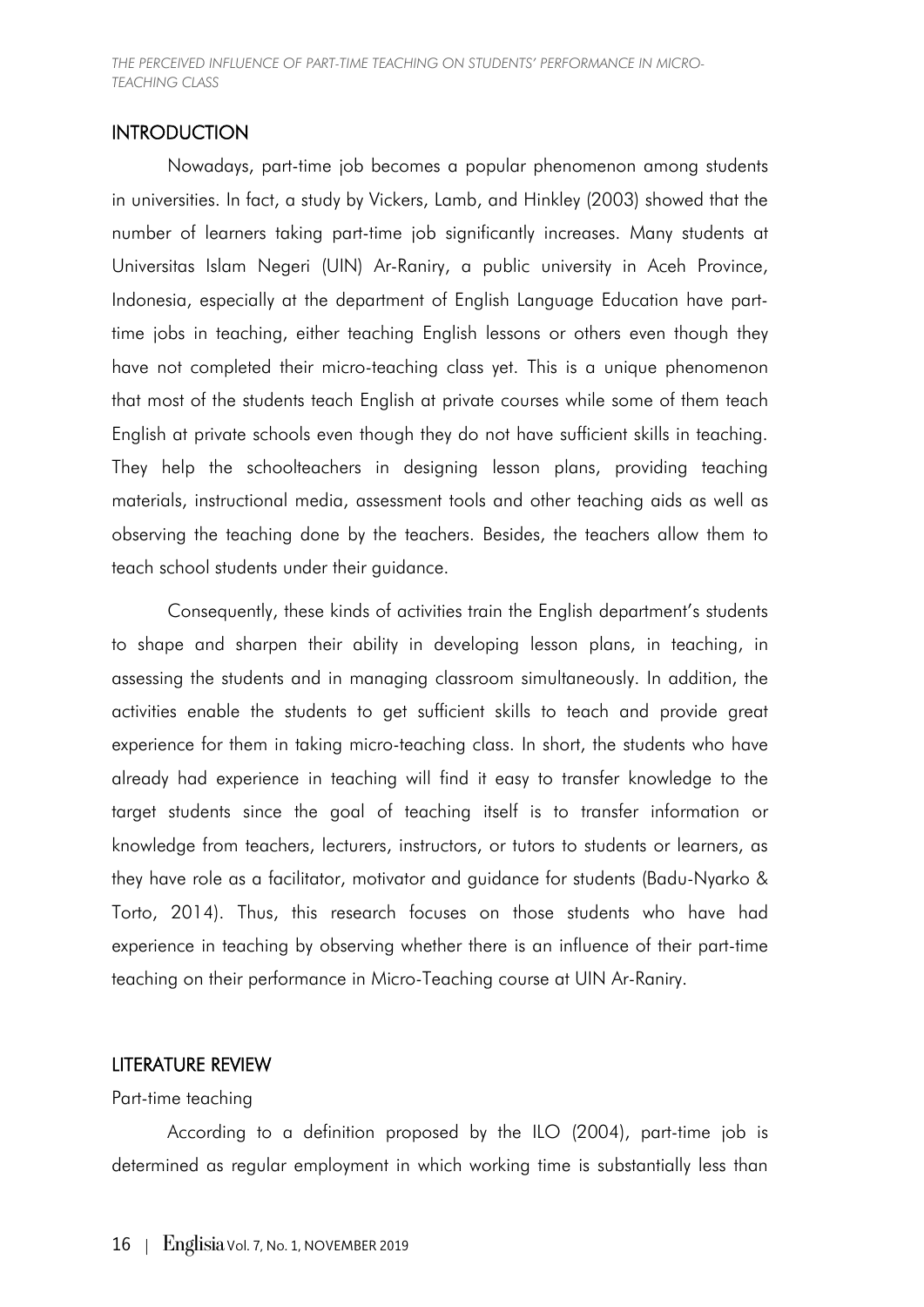## INTRODUCTION

Nowadays, part-time job becomes a popular phenomenon among students in universities. In fact, a study by Vickers, Lamb, and Hinkley (2003) showed that the number of learners taking part-time job significantly increases. Many students at Universitas Islam Negeri (UIN) Ar-Raniry, a public university in Aceh Province, Indonesia, especially at the department of English Language Education have part-time jobs in teaching, either teaching English lessons or others even though they have not completed their micro-teaching class yet. This is a unique phenomenon that most of the students teach English at private courses while some of them teach English at private schools even though they do not have sufficient skills in teaching. They help the schoolteachers in designing lesson plans, providing teaching materials, instructional media, assessment tools and other teaching aids as well as observing the teaching done by the teachers. Besides, the teachers allow them to teach school students under their guidance.

Consequently, these kinds of activities train the English department's students to shape and sharpen their ability in developing lesson plans, in teaching, in assessing the students and in managing classroom simultaneously. In addition, the activities enable the students to get sufficient skills to teach and provide great experience for them in taking micro-teaching class. In short, the students who have already had experience in teaching will find it easy to transfer knowledge to the target students since the goal of teaching itself is to transfer information or knowledge from teachers, lecturers, instructors, or tutors to students or learners, as they have role as a facilitator, motivator and guidance for students (Badu-Nyarko & Torto, 2014). Thus, this research focuses on those students who have had experience in teaching by observing whether there is an influence of their part-time teaching on their performance in Micro-Teaching course at UIN Ar-Raniry.

## LITERATURE REVIEW

### Part-time teaching

According to a definition proposed by the ILO (2004), part-time job is determined as regular employment in which working time is substantially less than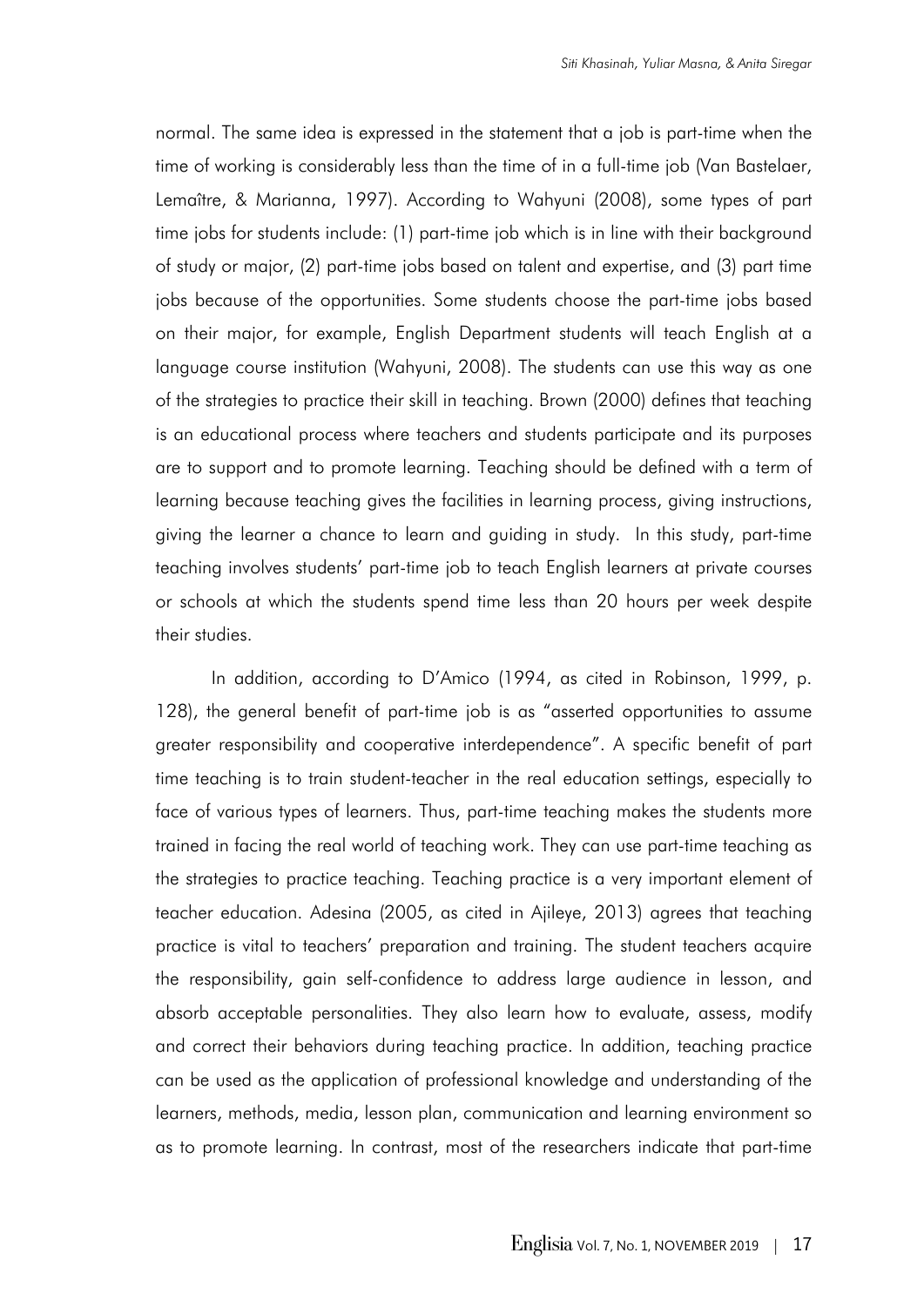normal. The same idea is expressed in the statement that a job is part-time when the time of working is considerably less than the time of in a full-time job (Van Bastelaer, Lemaître, & Marianna, 1997). According to Wahyuni (2008), some types of part time jobs for students include: (1) part-time job which is in line with their background of study or major, (2) part-time jobs based on talent and expertise, and (3) part time jobs because of the opportunities. Some students choose the part-time jobs based on their major, for example, English Department students will teach English at a language course institution (Wahyuni, 2008). The students can use this way as one of the strategies to practice their skill in teaching. Brown (2000) defines that teaching is an educational process where teachers and students participate and its purposes are to support and to promote learning. Teaching should be defined with a term of learning because teaching gives the facilities in learning process, giving instructions, giving the learner a chance to learn and guiding in study. In this study, part-time teaching involves students' part-time job to teach English learners at private courses or schools at which the students spend time less than 20 hours per week despite their studies.

In addition, according to D'Amico (1994, as cited in Robinson, 1999, p. 128), the general benefit of part-time job is as "asserted opportunities to assume greater responsibility and cooperative interdependence". A specific benefit of part time teaching is to train student-teacher in the real education settings, especially to face of various types of learners. Thus, part-time teaching makes the students more trained in facing the real world of teaching work. They can use part-time teaching as the strategies to practice teaching. Teaching practice is a very important element of teacher education. Adesina (2005, as cited in Ajileye, 2013) agrees that teaching practice is vital to teachers' preparation and training. The student teachers acquire the responsibility, gain self-confidence to address large audience in lesson, and absorb acceptable personalities. They also learn how to evaluate, assess, modify and correct their behaviors during teaching practice. In addition, teaching practice can be used as the application of professional knowledge and understanding of the learners, methods, media, lesson plan, communication and learning environment so as to promote learning. In contrast, most of the researchers indicate that part-time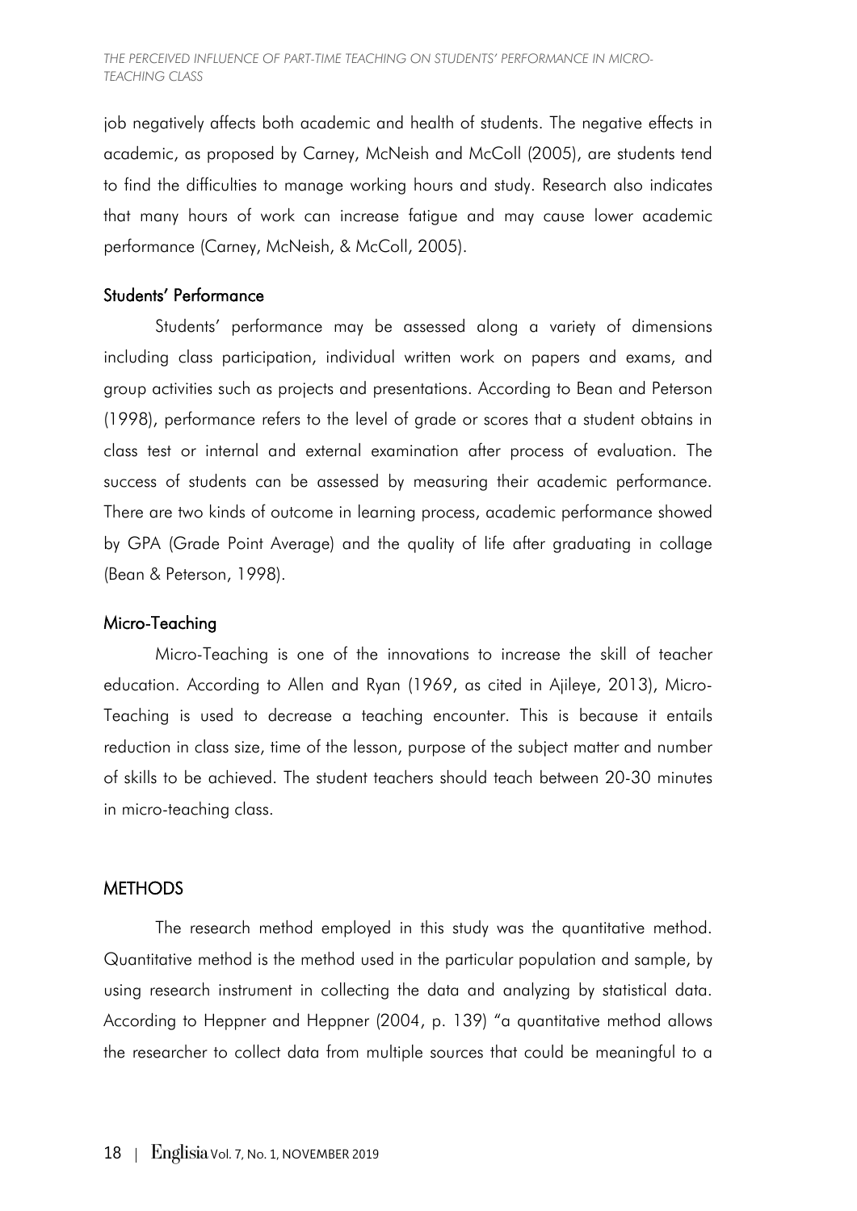job negatively affects both academic and health of students. The negative effects in academic, as proposed by Carney, McNeish and McColl (2005), are students tend to find the difficulties to manage working hours and study. Research also indicates that many hours of work can increase fatigue and may cause lower academic performance (Carney, McNeish, & McColl, 2005).

### Students' Performance

Students' performance may be assessed along a variety of dimensions including class participation, individual written work on papers and exams, and group activities such as projects and presentations. According to Bean and Peterson (1998), performance refers to the level of grade or scores that a student obtains in class test or internal and external examination after process of evaluation. The success of students can be assessed by measuring their academic performance. There are two kinds of outcome in learning process, academic performance showed by GPA (Grade Point Average) and the quality of life after graduating in collage (Bean & Peterson, 1998).

### Micro-Teaching

Micro-Teaching is one of the innovations to increase the skill of teacher education. According to Allen and Ryan (1969, as cited in Ajileye, 2013), Micro-Teaching is used to decrease a teaching encounter. This is because it entails reduction in class size, time of the lesson, purpose of the subject matter and number of skills to be achieved. The student teachers should teach between 20-30 minutes in micro-teaching class.

## METHODS

The research method employed in this study was the quantitative method. Quantitative method is the method used in the particular population and sample, by using research instrument in collecting the data and analyzing by statistical data. According to Heppner and Heppner (2004, p. 139) "a quantitative method allows the researcher to collect data from multiple sources that could be meaningful to a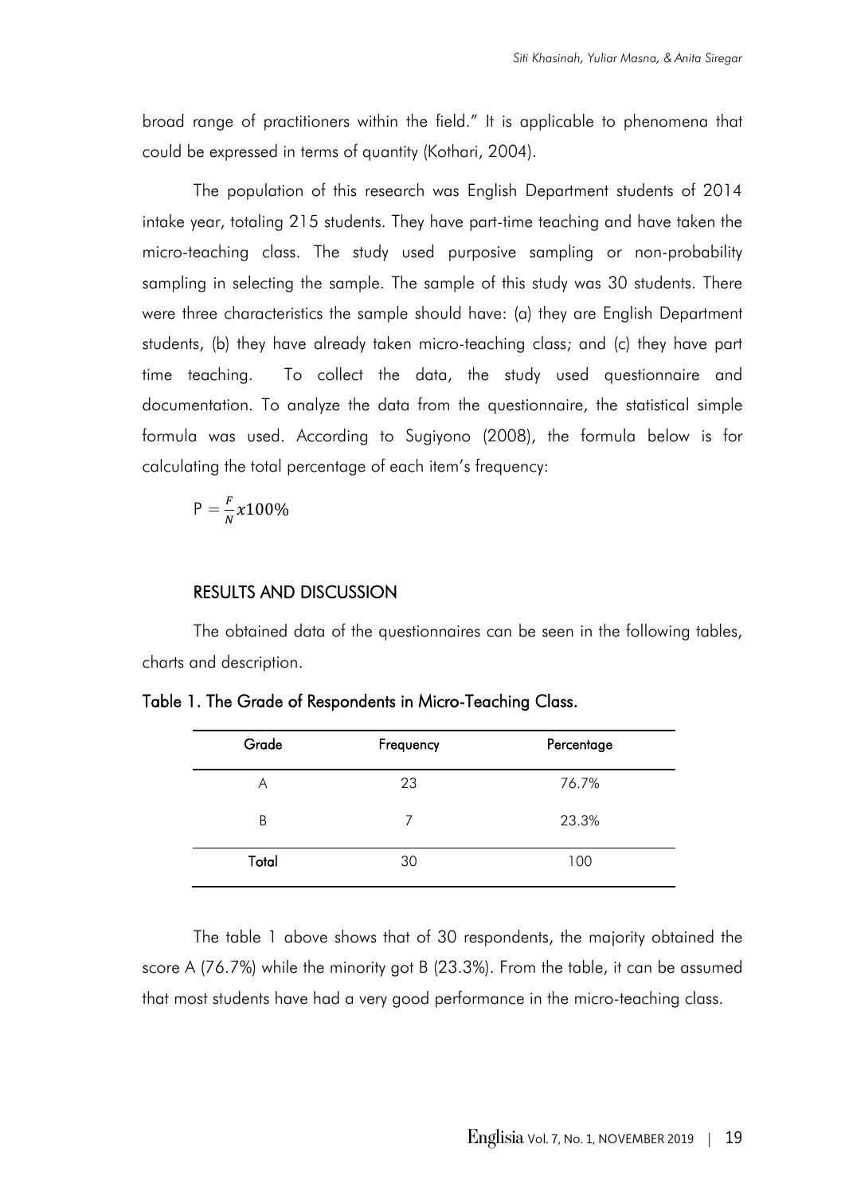broad range of practitioners within the field." It is applicable to phenomena that could be expressed in terms of quantity (Kothari, 2004).

The population of this research was English Department students of 2014 intake year, totaling 215 students. They have part-time teaching and have taken the micro-teaching class. The study used purposive sampling or non-probability sampling in selecting the sample. The sample of this study was 30 students. There were three characteristics the sample should have: (a) they are English Department students, (b) they have already taken micro-teaching class; and (c) they have part time teaching. To collect the data, the study used questionnaire and documentation. To analyze the data from the questionnaire, the statistical simple formula was used. According to Sugiyono (2008), the formula below is for calculating the total percentage of each item's frequency:

$$P = \frac{F}{N} x 100\%$$

## RESULTS AND DISCUSSION

The obtained data of the questionnaires can be seen in the following tables, charts and description.

**Table 1. The Grade of Respondents in Micro-Teaching Class.**

| Grade | Frequency | Percentage |
|---|---|---|
| A | 23 | 76.7% |
| B | 7 | 23.3% |
| **Total** | 30 | 100 |

The table 1 above shows that of 30 respondents, the majority obtained the score A (76.7%) while the minority got B (23.3%). From the table, it can be assumed that most students have had a very good performance in the micro-teaching class.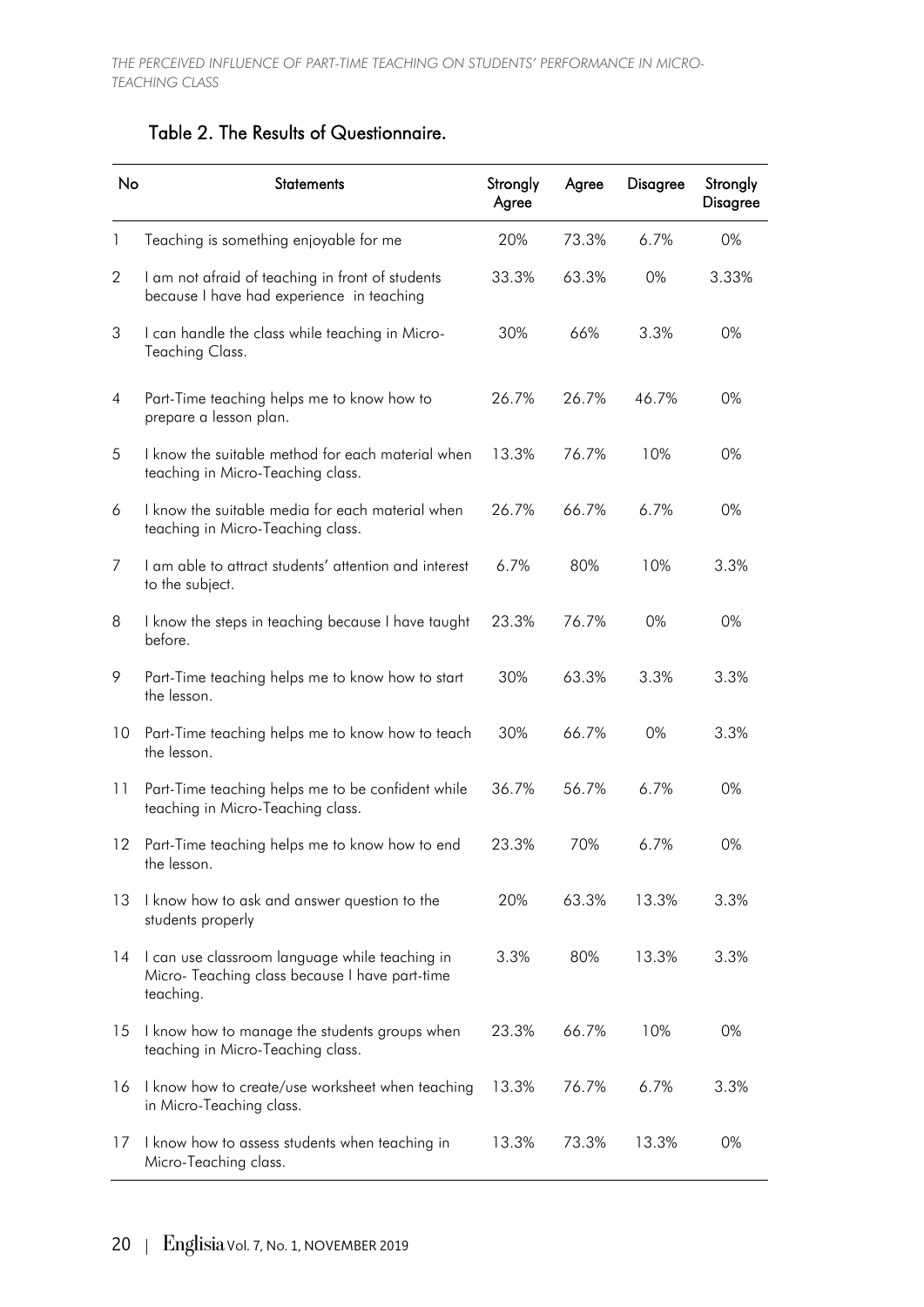Table 2. The Results of Questionnaire.

| No | Statements | Strongly Agree | Agree | Disagree | Strongly Disagree |
|---|---|---|---|---|---|
| 1 | Teaching is something enjoyable for me | 20% | 73.3% | 6.7% | 0% |
| 2 | I am not afraid of teaching in front of students because I have had experience in teaching | 33.3% | 63.3% | 0% | 3.33% |
| 3 | I can handle the class while teaching in Micro-Teaching Class. | 30% | 66% | 3.3% | 0% |
| 4 | Part-Time teaching helps me to know how to prepare a lesson plan. | 26.7% | 26.7% | 46.7% | 0% |
| 5 | I know the suitable method for each material when teaching in Micro-Teaching class. | 13.3% | 76.7% | 10% | 0% |
| 6 | I know the suitable media for each material when teaching in Micro-Teaching class. | 26.7% | 66.7% | 6.7% | 0% |
| 7 | I am able to attract students' attention and interest to the subject. | 6.7% | 80% | 10% | 3.3% |
| 8 | I know the steps in teaching because I have taught before. | 23.3% | 76.7% | 0% | 0% |
| 9 | Part-Time teaching helps me to know how to start the lesson. | 30% | 63.3% | 3.3% | 3.3% |
| 10 | Part-Time teaching helps me to know how to teach the lesson. | 30% | 66.7% | 0% | 3.3% |
| 11 | Part-Time teaching helps me to be confident while teaching in Micro-Teaching class. | 36.7% | 56.7% | 6.7% | 0% |
| 12 | Part-Time teaching helps me to know how to end the lesson. | 23.3% | 70% | 6.7% | 0% |
| 13 | I know how to ask and answer question to the students properly | 20% | 63.3% | 13.3% | 3.3% |
| 14 | I can use classroom language while teaching in Micro- Teaching class because I have part-time teaching. | 3.3% | 80% | 13.3% | 3.3% |
| 15 | I know how to manage the students groups when teaching in Micro-Teaching class. | 23.3% | 66.7% | 10% | 0% |
| 16 | I know how to create/use worksheet when teaching in Micro-Teaching class. | 13.3% | 76.7% | 6.7% | 3.3% |
| 17 | I know how to assess students when teaching in Micro-Teaching class. | 13.3% | 73.3% | 13.3% | 0% |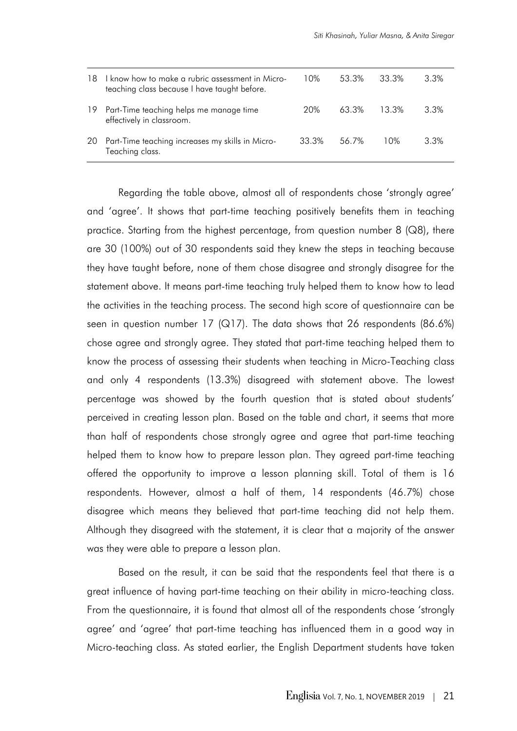| | | | | | |
|---|---|---|---|---|---|
| 18 | I know how to make a rubric assessment in Micro-teaching class because I have taught before. | 10% | 53.3% | 33.3% | 3.3% |
| 19 | Part-Time teaching helps me manage time effectively in classroom. | 20% | 63.3% | 13.3% | 3.3% |
| 20 | Part-Time teaching increases my skills in Micro-Teaching class. | 33.3% | 56.7% | 10% | 3.3% |

Regarding the table above, almost all of respondents chose 'strongly agree' and 'agree'. It shows that part-time teaching positively benefits them in teaching practice. Starting from the highest percentage, from question number 8 (Q8), there are 30 (100%) out of 30 respondents said they knew the steps in teaching because they have taught before, none of them chose disagree and strongly disagree for the statement above. It means part-time teaching truly helped them to know how to lead the activities in the teaching process. The second high score of questionnaire can be seen in question number 17 (Q17). The data shows that 26 respondents (86.6%) chose agree and strongly agree. They stated that part-time teaching helped them to know the process of assessing their students when teaching in Micro-Teaching class and only 4 respondents (13.3%) disagreed with statement above. The lowest percentage was showed by the fourth question that is stated about students' perceived in creating lesson plan. Based on the table and chart, it seems that more than half of respondents chose strongly agree and agree that part-time teaching helped them to know how to prepare lesson plan. They agreed part-time teaching offered the opportunity to improve a lesson planning skill. Total of them is 16 respondents. However, almost a half of them, 14 respondents (46.7%) chose disagree which means they believed that part-time teaching did not help them. Although they disagreed with the statement, it is clear that a majority of the answer was they were able to prepare a lesson plan.

Based on the result, it can be said that the respondents feel that there is a great influence of having part-time teaching on their ability in micro-teaching class. From the questionnaire, it is found that almost all of the respondents chose 'strongly agree' and 'agree' that part-time teaching has influenced them in a good way in Micro-teaching class. As stated earlier, the English Department students have taken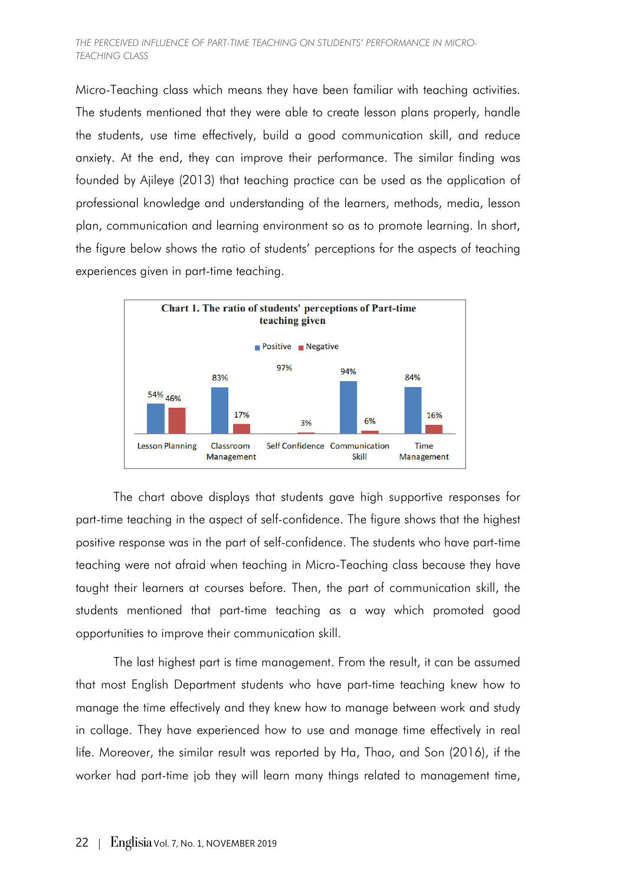Micro-Teaching class which means they have been familiar with teaching activities. The students mentioned that they were able to create lesson plans properly, handle the students, use time effectively, build a good communication skill, and reduce anxiety. At the end, they can improve their performance. The similar finding was founded by Ajileye (2013) that teaching practice can be used as the application of professional knowledge and understanding of the learners, methods, media, lesson plan, communication and learning environment so as to promote learning. In short, the figure below shows the ratio of students' perceptions for the aspects of teaching experiences given in part-time teaching.

**Chart 1. The ratio of students' perceptions of Part-time teaching given**

| | Positive | Negative |
|---|---|---|
| Lesson Planning | 54% | 46% |
| Classroom Management | 83% | 17% |
| Self Confidence | 97% | 3% |
| Communication Skill | 94% | 6% |
| Time Management | 84% | 16% |

The chart above displays that students gave high supportive responses for part-time teaching in the aspect of self-confidence. The figure shows that the highest positive response was in the part of self-confidence. The students who have part-time teaching were not afraid when teaching in Micro-Teaching class because they have taught their learners at courses before. Then, the part of communication skill, the students mentioned that part-time teaching as a way which promoted good opportunities to improve their communication skill.

The last highest part is time management. From the result, it can be assumed that most English Department students who have part-time teaching knew how to manage the time effectively and they knew how to manage between work and study in collage. They have experienced how to use and manage time effectively in real life. Moreover, the similar result was reported by Ha, Thao, and Son (2016), if the worker had part-time job they will learn many things related to management time,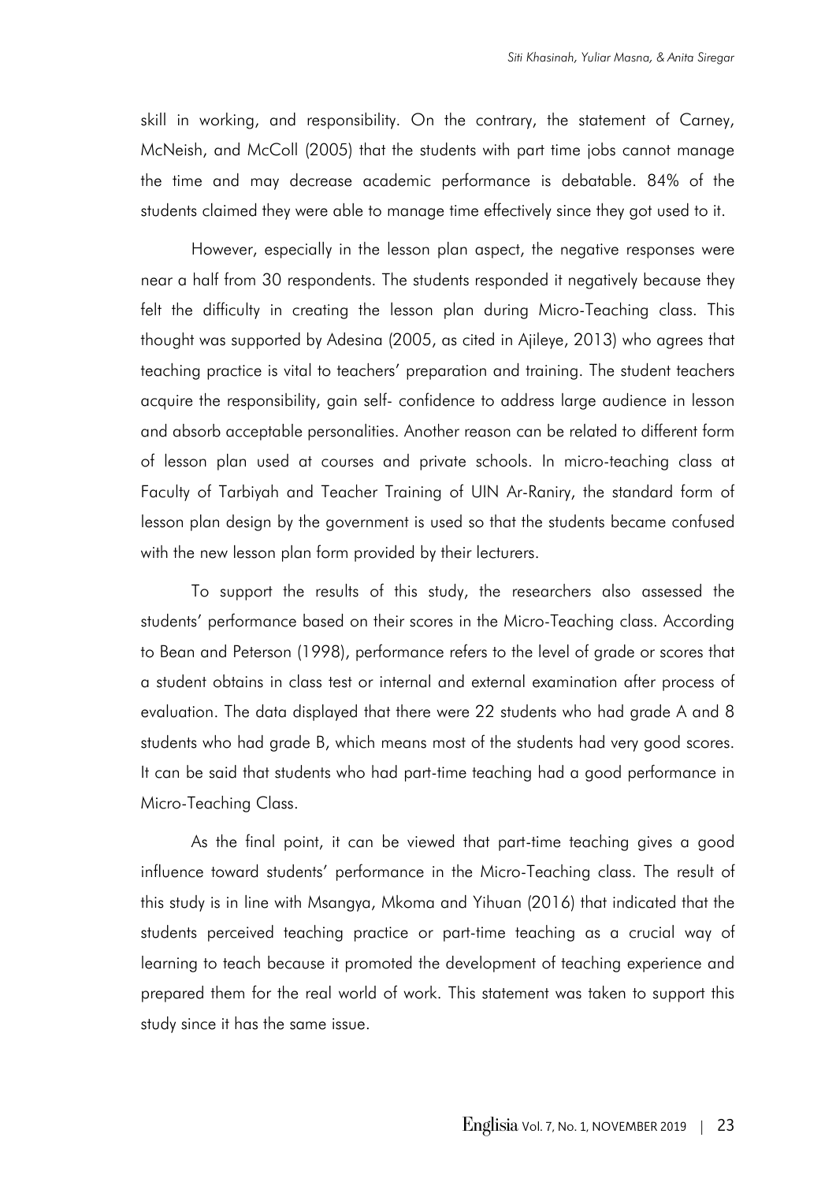skill in working, and responsibility. On the contrary, the statement of Carney, McNeish, and McColl (2005) that the students with part time jobs cannot manage the time and may decrease academic performance is debatable. 84% of the students claimed they were able to manage time effectively since they got used to it.

However, especially in the lesson plan aspect, the negative responses were near a half from 30 respondents. The students responded it negatively because they felt the difficulty in creating the lesson plan during Micro-Teaching class. This thought was supported by Adesina (2005, as cited in Ajileye, 2013) who agrees that teaching practice is vital to teachers' preparation and training. The student teachers acquire the responsibility, gain self- confidence to address large audience in lesson and absorb acceptable personalities. Another reason can be related to different form of lesson plan used at courses and private schools. In micro-teaching class at Faculty of Tarbiyah and Teacher Training of UIN Ar-Raniry, the standard form of lesson plan design by the government is used so that the students became confused with the new lesson plan form provided by their lecturers.

To support the results of this study, the researchers also assessed the students' performance based on their scores in the Micro-Teaching class. According to Bean and Peterson (1998), performance refers to the level of grade or scores that a student obtains in class test or internal and external examination after process of evaluation. The data displayed that there were 22 students who had grade A and 8 students who had grade B, which means most of the students had very good scores. It can be said that students who had part-time teaching had a good performance in Micro-Teaching Class.

As the final point, it can be viewed that part-time teaching gives a good influence toward students' performance in the Micro-Teaching class. The result of this study is in line with Msangya, Mkoma and Yihuan (2016) that indicated that the students perceived teaching practice or part-time teaching as a crucial way of learning to teach because it promoted the development of teaching experience and prepared them for the real world of work. This statement was taken to support this study since it has the same issue.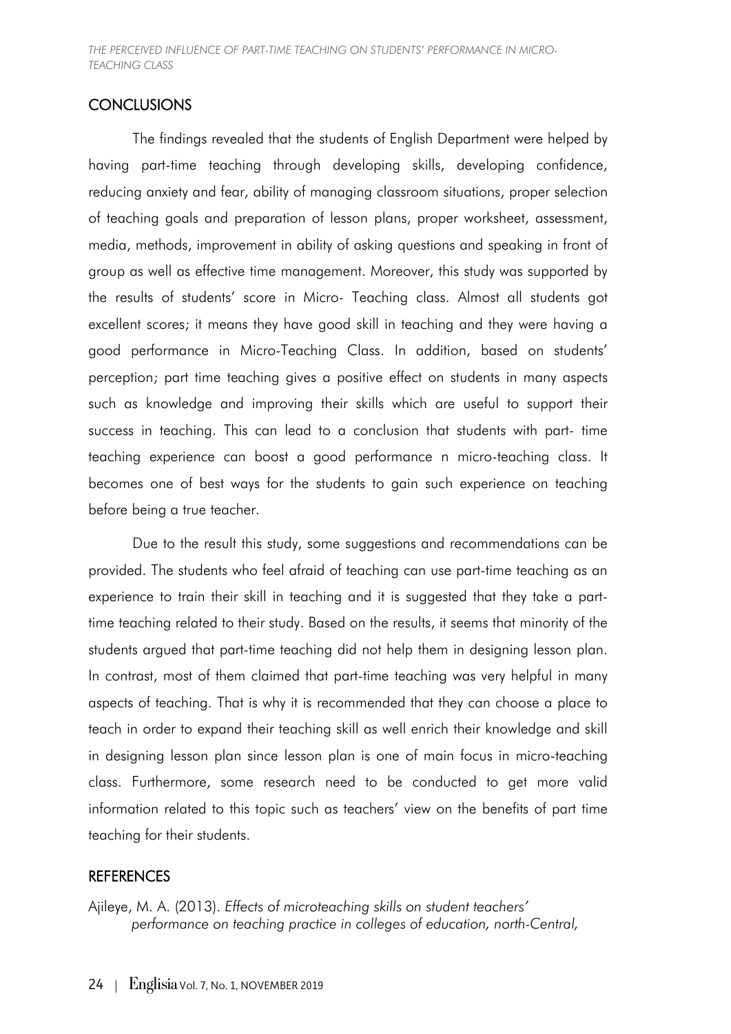## CONCLUSIONS

The findings revealed that the students of English Department were helped by having part-time teaching through developing skills, developing confidence, reducing anxiety and fear, ability of managing classroom situations, proper selection of teaching goals and preparation of lesson plans, proper worksheet, assessment, media, methods, improvement in ability of asking questions and speaking in front of group as well as effective time management. Moreover, this study was supported by the results of students' score in Micro- Teaching class. Almost all students got excellent scores; it means they have good skill in teaching and they were having a good performance in Micro-Teaching Class. In addition, based on students' perception; part time teaching gives a positive effect on students in many aspects such as knowledge and improving their skills which are useful to support their success in teaching. This can lead to a conclusion that students with part- time teaching experience can boost a good performance n micro-teaching class. It becomes one of best ways for the students to gain such experience on teaching before being a true teacher.

Due to the result this study, some suggestions and recommendations can be provided. The students who feel afraid of teaching can use part-time teaching as an experience to train their skill in teaching and it is suggested that they take a part-time teaching related to their study. Based on the results, it seems that minority of the students argued that part-time teaching did not help them in designing lesson plan. In contrast, most of them claimed that part-time teaching was very helpful in many aspects of teaching. That is why it is recommended that they can choose a place to teach in order to expand their teaching skill as well enrich their knowledge and skill in designing lesson plan since lesson plan is one of main focus in micro-teaching class. Furthermore, some research need to be conducted to get more valid information related to this topic such as teachers' view on the benefits of part time teaching for their students.

## REFERENCES

Ajileye, M. A. (2013). *Effects of microteaching skills on student teachers' performance on teaching practice in colleges of education, north-Central,*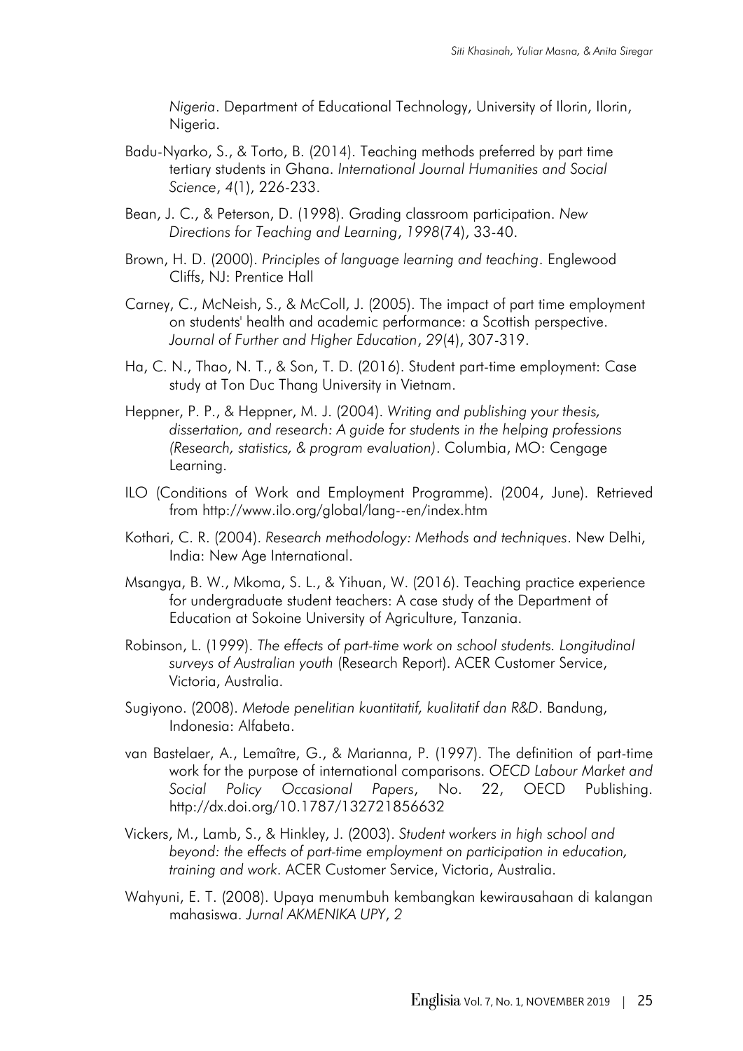*Nigeria*. Department of Educational Technology, University of Ilorin, Ilorin, Nigeria.

Badu-Nyarko, S., & Torto, B. (2014). Teaching methods preferred by part time tertiary students in Ghana. *International Journal Humanities and Social Science*, *4*(1), 226-233.

Bean, J. C., & Peterson, D. (1998). Grading classroom participation. *New Directions for Teaching and Learning*, *1998*(74), 33-40.

Brown, H. D. (2000). *Principles of language learning and teaching*. Englewood Cliffs, NJ: Prentice Hall

Carney, C., McNeish, S., & McColl, J. (2005). The impact of part time employment on students' health and academic performance: a Scottish perspective. *Journal of Further and Higher Education*, *29*(4), 307-319.

Ha, C. N., Thao, N. T., & Son, T. D. (2016). Student part-time employment: Case study at Ton Duc Thang University in Vietnam.

Heppner, P. P., & Heppner, M. J. (2004). *Writing and publishing your thesis, dissertation, and research: A guide for students in the helping professions (Research, statistics, & program evaluation)*. Columbia, MO: Cengage Learning.

ILO (Conditions of Work and Employment Programme). (2004, June). Retrieved from http://www.ilo.org/global/lang--en/index.htm

Kothari, C. R. (2004). *Research methodology: Methods and techniques*. New Delhi, India: New Age International.

Msangya, B. W., Mkoma, S. L., & Yihuan, W. (2016). Teaching practice experience for undergraduate student teachers: A case study of the Department of Education at Sokoine University of Agriculture, Tanzania.

Robinson, L. (1999). *The effects of part-time work on school students. Longitudinal surveys of Australian youth* (Research Report). ACER Customer Service, Victoria, Australia.

Sugiyono. (2008). *Metode penelitian kuantitatif, kualitatif dan R&D*. Bandung, Indonesia: Alfabeta.

van Bastelaer, A., Lemaître, G., & Marianna, P. (1997). The definition of part-time work for the purpose of international comparisons. *OECD Labour Market and Social Policy Occasional Papers*, No. 22, OECD Publishing. http://dx.doi.org/10.1787/132721856632

Vickers, M., Lamb, S., & Hinkley, J. (2003). *Student workers in high school and beyond: the effects of part-time employment on participation in education, training and work*. ACER Customer Service, Victoria, Australia.

Wahyuni, E. T. (2008). Upaya menumbuh kembangkan kewirausahaan di kalangan mahasiswa. *Jurnal AKMENIKA UPY*, *2*